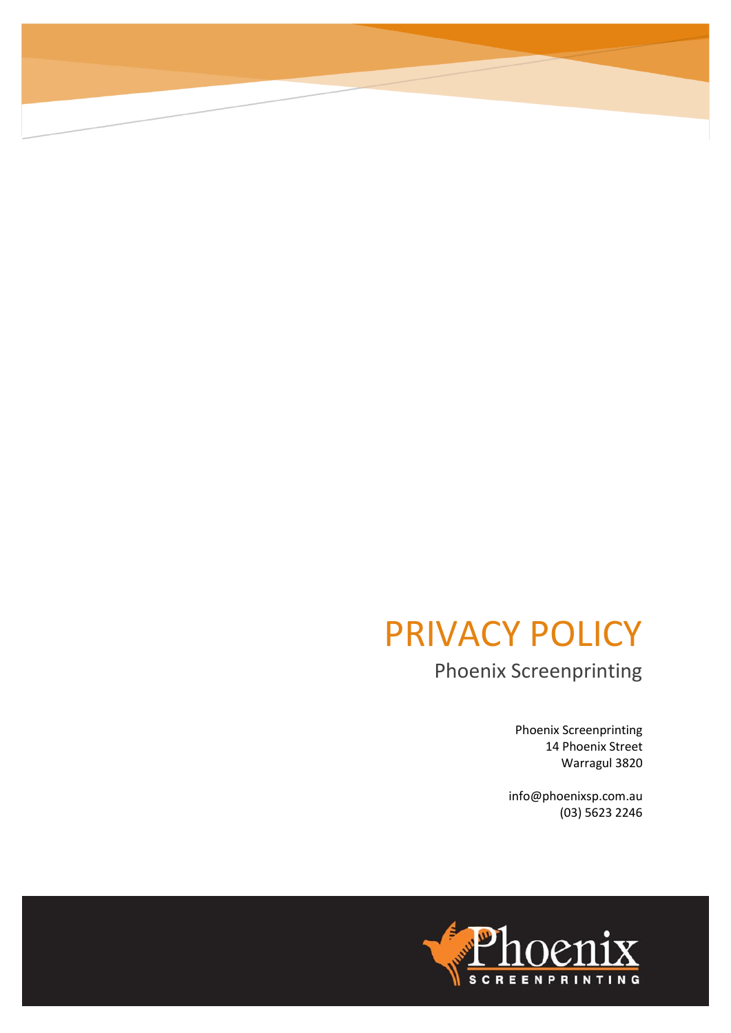# PRIVACY POLICY

## Phoenix Screenprinting

Phoenix Screenprinting
14 Phoenix Street
Warragul 3820

info@phoenixsp.com.au
(03) 5623 2246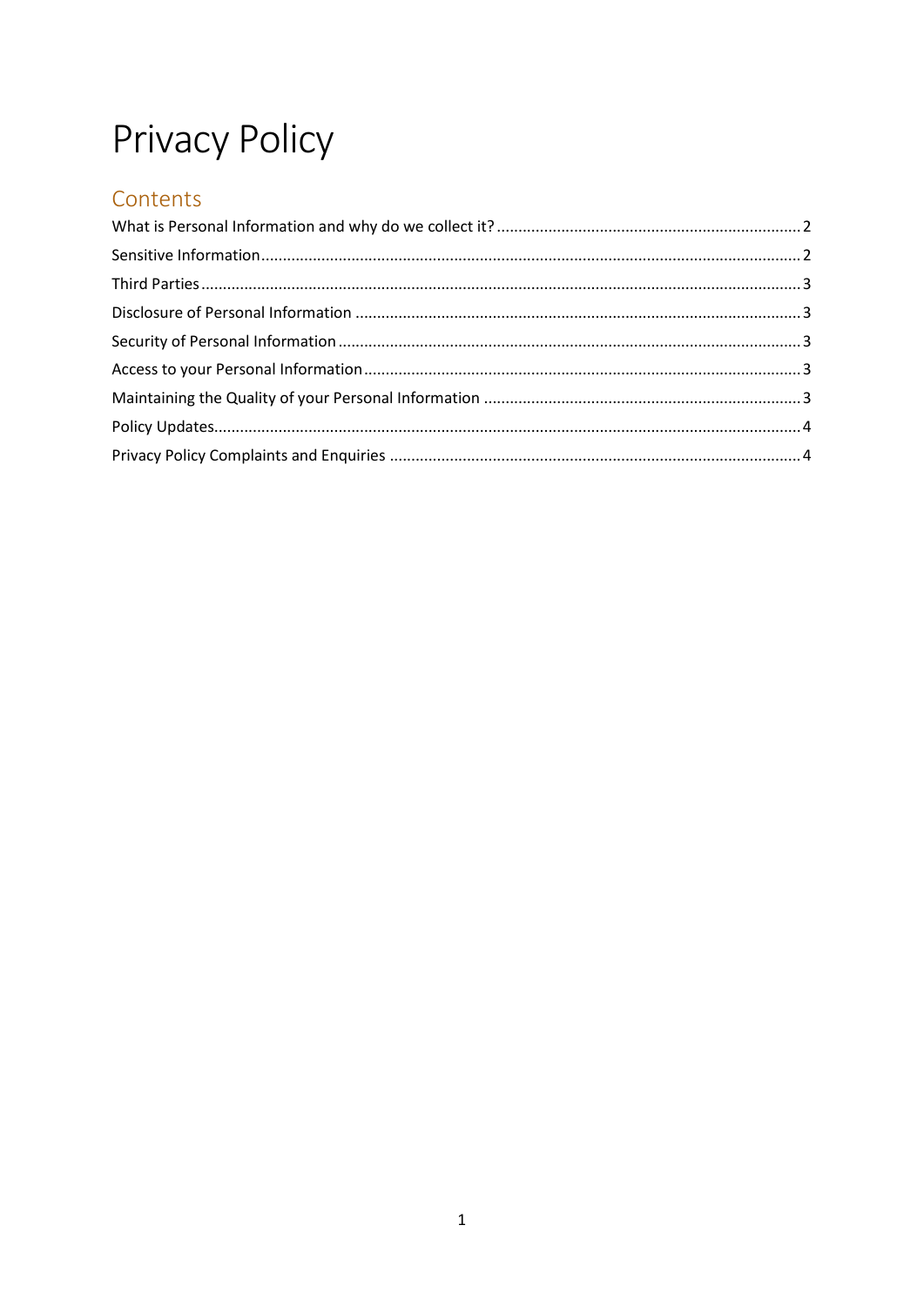# Privacy Policy

## Contents

What is Personal Information and why do we collect it? ..... 2

Sensitive Information ..... 2

Third Parties ..... 3

Disclosure of Personal Information ..... 3

Security of Personal Information ..... 3

Access to your Personal Information ..... 3

Maintaining the Quality of your Personal Information ..... 3

Policy Updates ..... 4

Privacy Policy Complaints and Enquiries ..... 4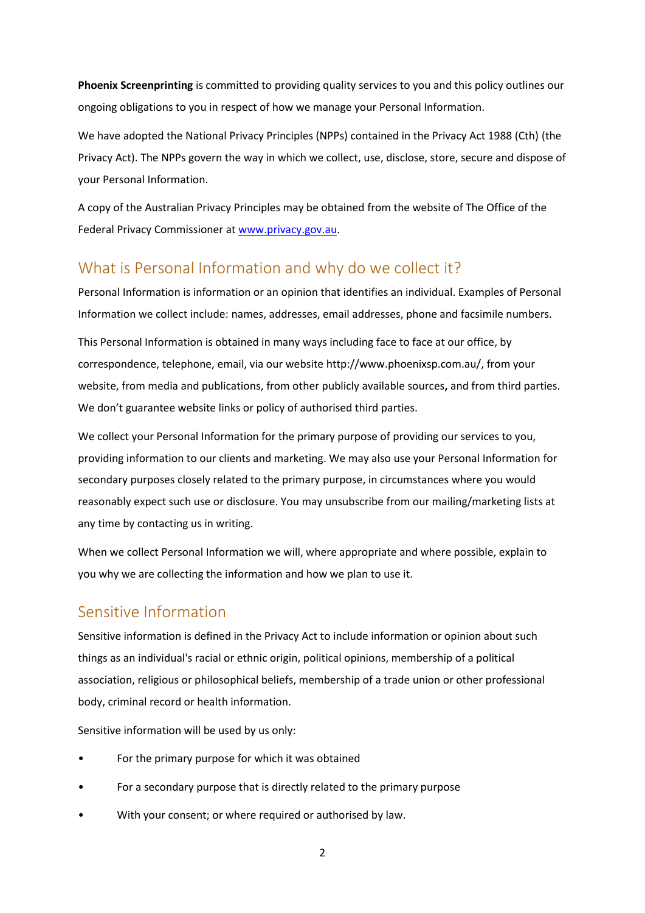**Phoenix Screenprinting** is committed to providing quality services to you and this policy outlines our ongoing obligations to you in respect of how we manage your Personal Information.

We have adopted the National Privacy Principles (NPPs) contained in the Privacy Act 1988 (Cth) (the Privacy Act). The NPPs govern the way in which we collect, use, disclose, store, secure and dispose of your Personal Information.

A copy of the Australian Privacy Principles may be obtained from the website of The Office of the Federal Privacy Commissioner at [www.privacy.gov.au](http://www.privacy.gov.au).

## What is Personal Information and why do we collect it?

Personal Information is information or an opinion that identifies an individual. Examples of Personal Information we collect include: names, addresses, email addresses, phone and facsimile numbers.

This Personal Information is obtained in many ways including face to face at our office, by correspondence, telephone, email, via our website http://www.phoenixsp.com.au/, from your website, from media and publications, from other publicly available sources**,** and from third parties. We don't guarantee website links or policy of authorised third parties.

We collect your Personal Information for the primary purpose of providing our services to you, providing information to our clients and marketing. We may also use your Personal Information for secondary purposes closely related to the primary purpose, in circumstances where you would reasonably expect such use or disclosure. You may unsubscribe from our mailing/marketing lists at any time by contacting us in writing.

When we collect Personal Information we will, where appropriate and where possible, explain to you why we are collecting the information and how we plan to use it.

## Sensitive Information

Sensitive information is defined in the Privacy Act to include information or opinion about such things as an individual's racial or ethnic origin, political opinions, membership of a political association, religious or philosophical beliefs, membership of a trade union or other professional body, criminal record or health information.

Sensitive information will be used by us only:

- For the primary purpose for which it was obtained
- For a secondary purpose that is directly related to the primary purpose
- With your consent; or where required or authorised by law.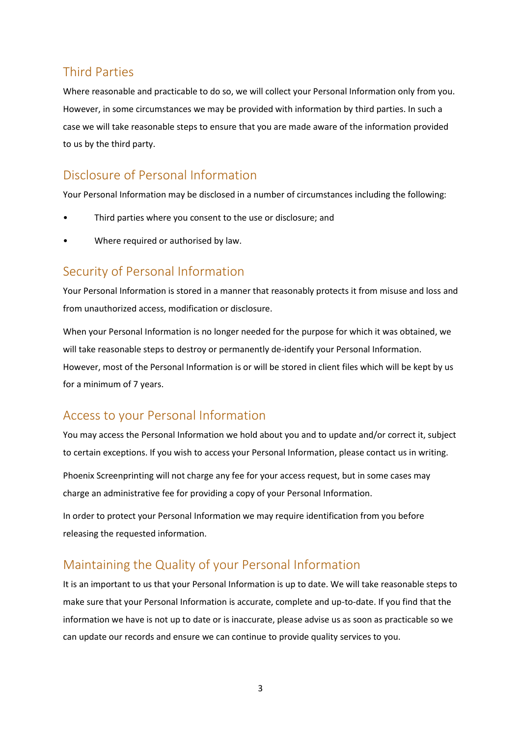## Third Parties

Where reasonable and practicable to do so, we will collect your Personal Information only from you. However, in some circumstances we may be provided with information by third parties. In such a case we will take reasonable steps to ensure that you are made aware of the information provided to us by the third party.

## Disclosure of Personal Information

Your Personal Information may be disclosed in a number of circumstances including the following:

- Third parties where you consent to the use or disclosure; and
- Where required or authorised by law.

## Security of Personal Information

Your Personal Information is stored in a manner that reasonably protects it from misuse and loss and from unauthorized access, modification or disclosure.

When your Personal Information is no longer needed for the purpose for which it was obtained, we will take reasonable steps to destroy or permanently de-identify your Personal Information. However, most of the Personal Information is or will be stored in client files which will be kept by us for a minimum of 7 years.

## Access to your Personal Information

You may access the Personal Information we hold about you and to update and/or correct it, subject to certain exceptions. If you wish to access your Personal Information, please contact us in writing.

Phoenix Screenprinting will not charge any fee for your access request, but in some cases may charge an administrative fee for providing a copy of your Personal Information.

In order to protect your Personal Information we may require identification from you before releasing the requested information.

## Maintaining the Quality of your Personal Information

It is an important to us that your Personal Information is up to date. We will take reasonable steps to make sure that your Personal Information is accurate, complete and up-to-date. If you find that the information we have is not up to date or is inaccurate, please advise us as soon as practicable so we can update our records and ensure we can continue to provide quality services to you.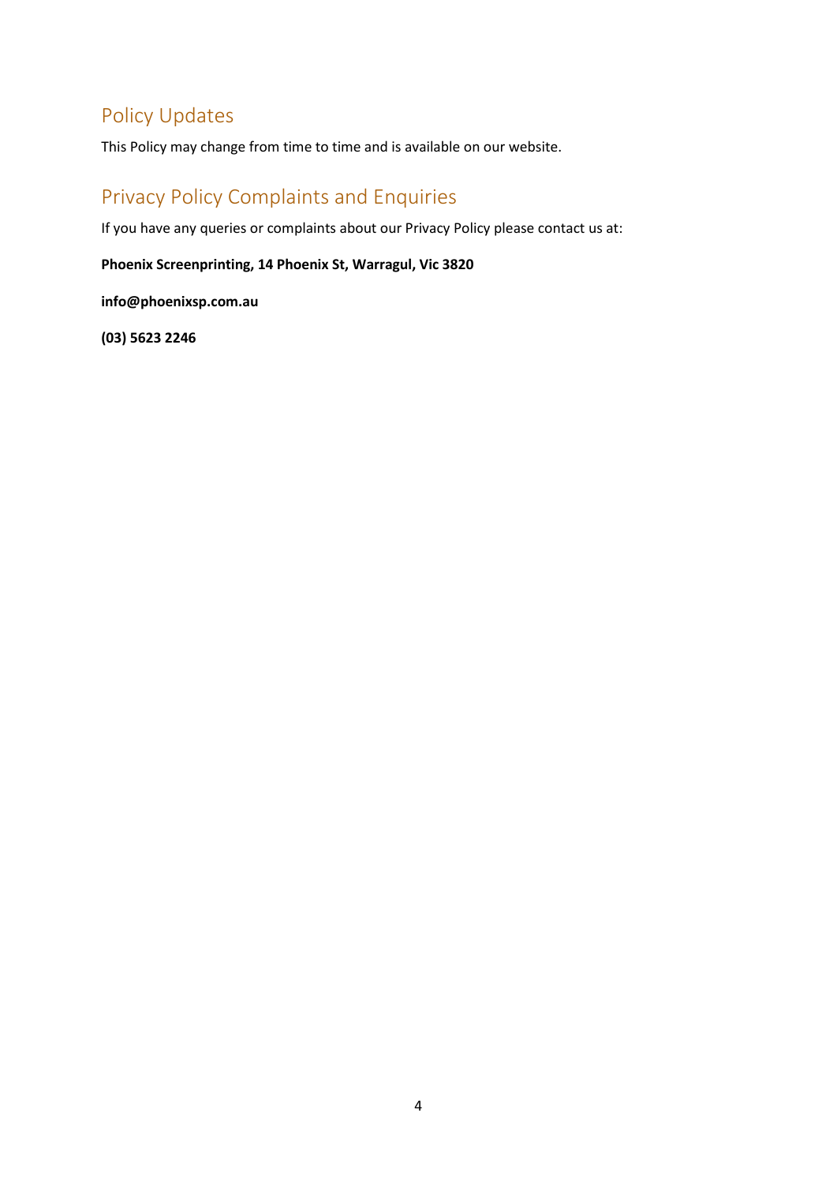## Policy Updates

This Policy may change from time to time and is available on our website.

## Privacy Policy Complaints and Enquiries

If you have any queries or complaints about our Privacy Policy please contact us at:

**Phoenix Screenprinting, 14 Phoenix St, Warragul, Vic 3820**

**info@phoenixsp.com.au**

**(03) 5623 2246**